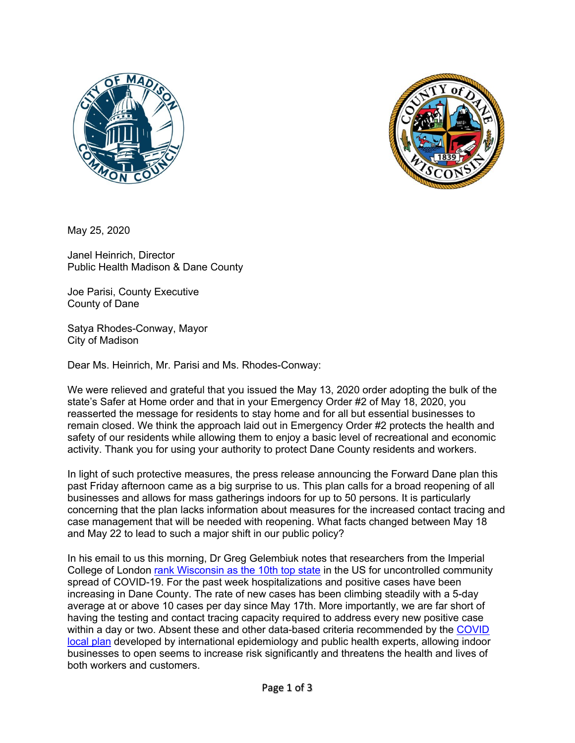May 25, 2020

Janel Heinrich, Director
Public Health Madison & Dane County

Joe Parisi, County Executive
County of Dane

Satya Rhodes-Conway, Mayor
City of Madison

Dear Ms. Heinrich, Mr. Parisi and Ms. Rhodes-Conway:

We were relieved and grateful that you issued the May 13, 2020 order adopting the bulk of the state's Safer at Home order and that in your Emergency Order #2 of May 18, 2020, you reasserted the message for residents to stay home and for all but essential businesses to remain closed. We think the approach laid out in Emergency Order #2 protects the health and safety of our residents while allowing them to enjoy a basic level of recreational and economic activity. Thank you for using your authority to protect Dane County residents and workers.

In light of such protective measures, the press release announcing the Forward Dane plan this past Friday afternoon came as a big surprise to us. This plan calls for a broad reopening of all businesses and allows for mass gatherings indoors for up to 50 persons. It is particularly concerning that the plan lacks information about measures for the increased contact tracing and case management that will be needed with reopening. What facts changed between May 18 and May 22 to lead to such a major shift in our public policy?

In his email to us this morning, Dr Greg Gelembiuk notes that researchers from the Imperial College of London rank Wisconsin as the 10th top state in the US for uncontrolled community spread of COVID-19. For the past week hospitalizations and positive cases have been increasing in Dane County. The rate of new cases has been climbing steadily with a 5-day average at or above 10 cases per day since May 17th. More importantly, we are far short of having the testing and contact tracing capacity required to address every new positive case within a day or two. Absent these and other data-based criteria recommended by the COVID local plan developed by international epidemiology and public health experts, allowing indoor businesses to open seems to increase risk significantly and threatens the health and lives of both workers and customers.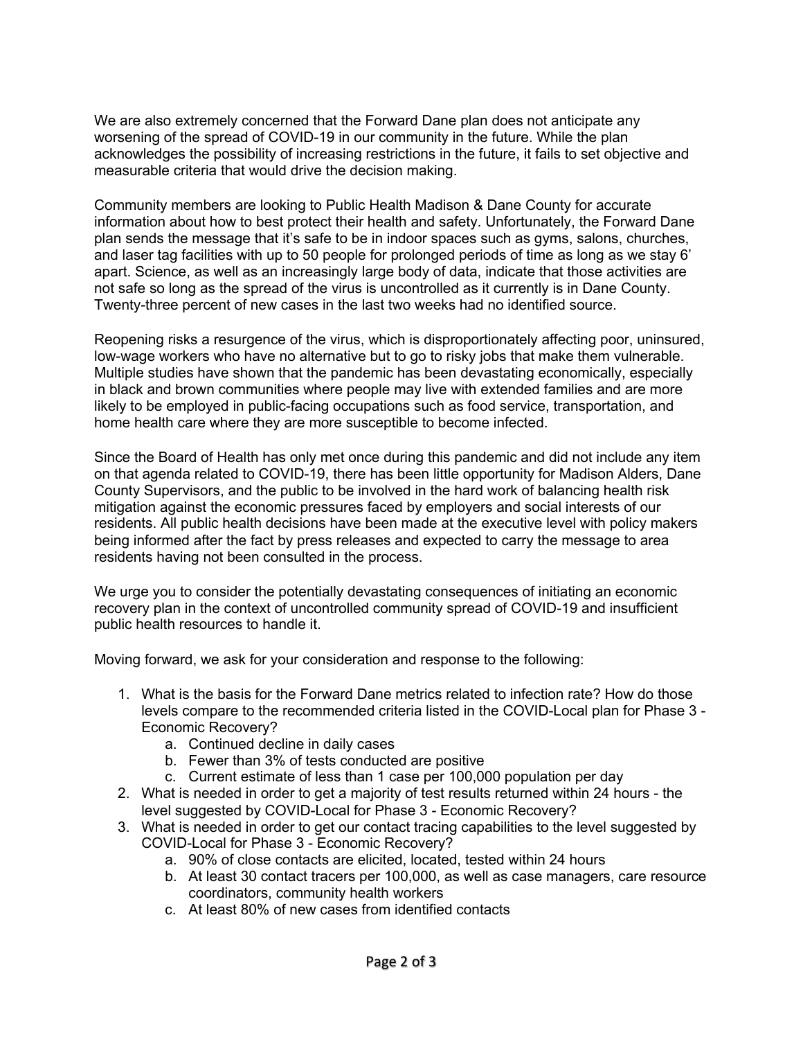We are also extremely concerned that the Forward Dane plan does not anticipate any worsening of the spread of COVID-19 in our community in the future. While the plan acknowledges the possibility of increasing restrictions in the future, it fails to set objective and measurable criteria that would drive the decision making.

Community members are looking to Public Health Madison & Dane County for accurate information about how to best protect their health and safety. Unfortunately, the Forward Dane plan sends the message that it's safe to be in indoor spaces such as gyms, salons, churches, and laser tag facilities with up to 50 people for prolonged periods of time as long as we stay 6' apart. Science, as well as an increasingly large body of data, indicate that those activities are not safe so long as the spread of the virus is uncontrolled as it currently is in Dane County. Twenty-three percent of new cases in the last two weeks had no identified source.

Reopening risks a resurgence of the virus, which is disproportionately affecting poor, uninsured, low-wage workers who have no alternative but to go to risky jobs that make them vulnerable. Multiple studies have shown that the pandemic has been devastating economically, especially in black and brown communities where people may live with extended families and are more likely to be employed in public-facing occupations such as food service, transportation, and home health care where they are more susceptible to become infected.

Since the Board of Health has only met once during this pandemic and did not include any item on that agenda related to COVID-19, there has been little opportunity for Madison Alders, Dane County Supervisors, and the public to be involved in the hard work of balancing health risk mitigation against the economic pressures faced by employers and social interests of our residents. All public health decisions have been made at the executive level with policy makers being informed after the fact by press releases and expected to carry the message to area residents having not been consulted in the process.

We urge you to consider the potentially devastating consequences of initiating an economic recovery plan in the context of uncontrolled community spread of COVID-19 and insufficient public health resources to handle it.

Moving forward, we ask for your consideration and response to the following:

1. What is the basis for the Forward Dane metrics related to infection rate? How do those levels compare to the recommended criteria listed in the COVID-Local plan for Phase 3 - Economic Recovery?
    a. Continued decline in daily cases
    b. Fewer than 3% of tests conducted are positive
    c. Current estimate of less than 1 case per 100,000 population per day
2. What is needed in order to get a majority of test results returned within 24 hours - the level suggested by COVID-Local for Phase 3 - Economic Recovery?
3. What is needed in order to get our contact tracing capabilities to the level suggested by COVID-Local for Phase 3 - Economic Recovery?
    a. 90% of close contacts are elicited, located, tested within 24 hours
    b. At least 30 contact tracers per 100,000, as well as case managers, care resource coordinators, community health workers
    c. At least 80% of new cases from identified contacts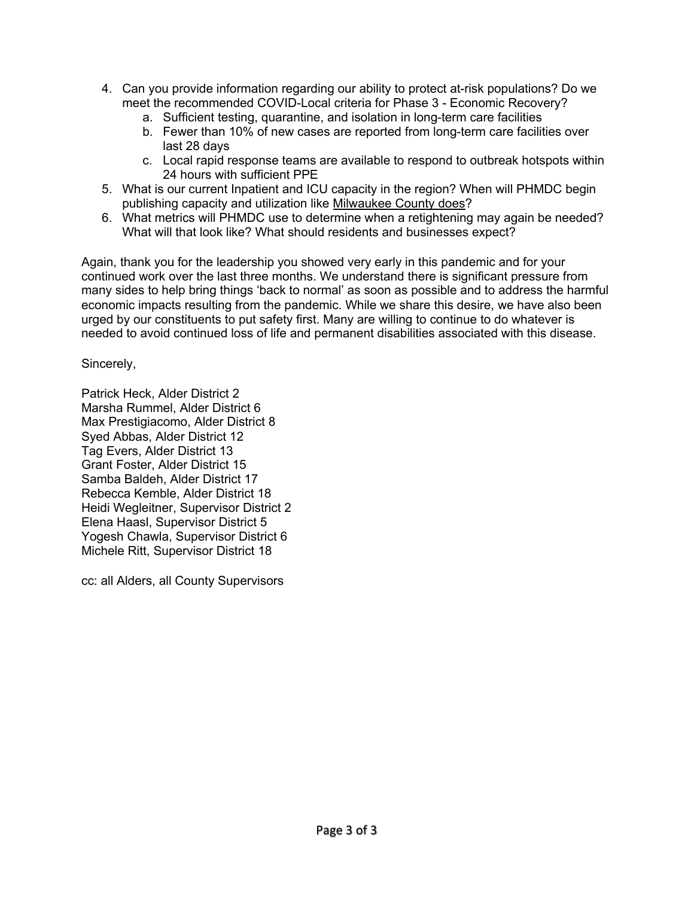4. Can you provide information regarding our ability to protect at-risk populations? Do we meet the recommended COVID-Local criteria for Phase 3 - Economic Recovery?
   a. Sufficient testing, quarantine, and isolation in long-term care facilities
   b. Fewer than 10% of new cases are reported from long-term care facilities over last 28 days
   c. Local rapid response teams are available to respond to outbreak hotspots within 24 hours with sufficient PPE
5. What is our current Inpatient and ICU capacity in the region? When will PHMDC begin publishing capacity and utilization like Milwaukee County does?
6. What metrics will PHMDC use to determine when a retightening may again be needed? What will that look like? What should residents and businesses expect?

Again, thank you for the leadership you showed very early in this pandemic and for your continued work over the last three months. We understand there is significant pressure from many sides to help bring things 'back to normal' as soon as possible and to address the harmful economic impacts resulting from the pandemic. While we share this desire, we have also been urged by our constituents to put safety first. Many are willing to continue to do whatever is needed to avoid continued loss of life and permanent disabilities associated with this disease.

Sincerely,

Patrick Heck, Alder District 2
Marsha Rummel, Alder District 6
Max Prestigiacomo, Alder District 8
Syed Abbas, Alder District 12
Tag Evers, Alder District 13
Grant Foster, Alder District 15
Samba Baldeh, Alder District 17
Rebecca Kemble, Alder District 18
Heidi Wegleitner, Supervisor District 2
Elena Haasl, Supervisor District 5
Yogesh Chawla, Supervisor District 6
Michele Ritt, Supervisor District 18

cc: all Alders, all County Supervisors